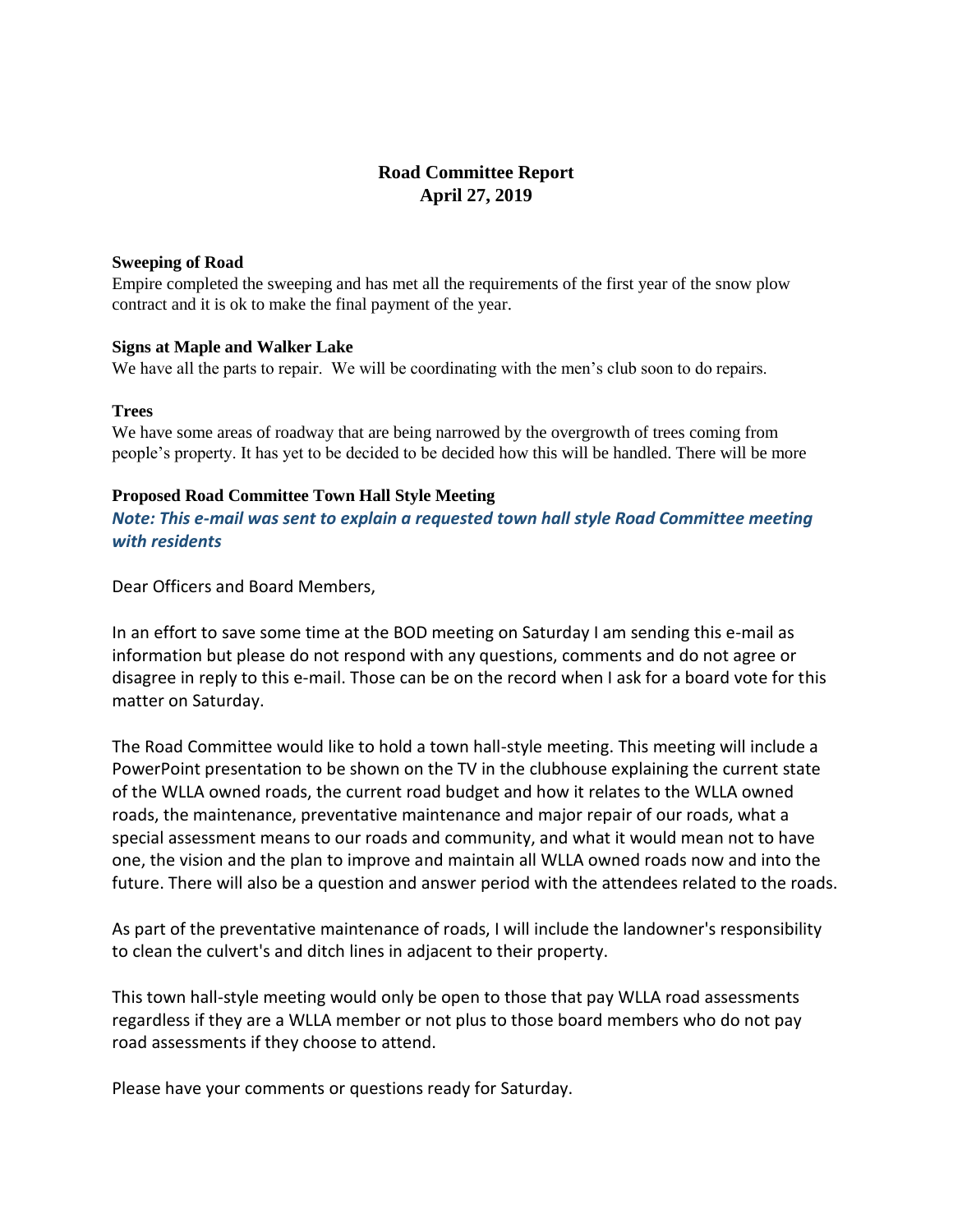# Road Committee Report
# April 27, 2019

**Sweeping of Road**

Empire completed the sweeping and has met all the requirements of the first year of the snow plow contract and it is ok to make the final payment of the year.

**Signs at Maple and Walker Lake**

We have all the parts to repair. We will be coordinating with the men's club soon to do repairs.

**Trees**

We have some areas of roadway that are being narrowed by the overgrowth of trees coming from people's property. It has yet to be decided to be decided how this will be handled. There will be more

**Proposed Road Committee Town Hall Style Meeting**

***Note: This e-mail was sent to explain a requested town hall style Road Committee meeting with residents***

Dear Officers and Board Members,

In an effort to save some time at the BOD meeting on Saturday I am sending this e-mail as information but please do not respond with any questions, comments and do not agree or disagree in reply to this e-mail. Those can be on the record when I ask for a board vote for this matter on Saturday.

The Road Committee would like to hold a town hall-style meeting. This meeting will include a PowerPoint presentation to be shown on the TV in the clubhouse explaining the current state of the WLLA owned roads, the current road budget and how it relates to the WLLA owned roads, the maintenance, preventative maintenance and major repair of our roads, what a special assessment means to our roads and community, and what it would mean not to have one, the vision and the plan to improve and maintain all WLLA owned roads now and into the future. There will also be a question and answer period with the attendees related to the roads.

As part of the preventative maintenance of roads, I will include the landowner's responsibility to clean the culvert's and ditch lines in adjacent to their property.

This town hall-style meeting would only be open to those that pay WLLA road assessments regardless if they are a WLLA member or not plus to those board members who do not pay road assessments if they choose to attend.

Please have your comments or questions ready for Saturday.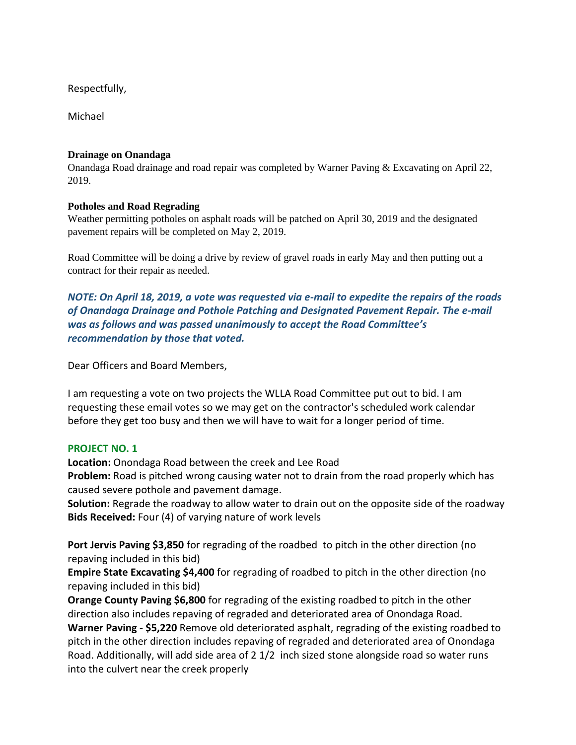Respectfully,

Michael

**Drainage on Onandaga**

Onandaga Road drainage and road repair was completed by Warner Paving & Excavating on April 22, 2019.

**Potholes and Road Regrading**

Weather permitting potholes on asphalt roads will be patched on April 30, 2019 and the designated pavement repairs will be completed on May 2, 2019.

Road Committee will be doing a drive by review of gravel roads in early May and then putting out a contract for their repair as needed.

***NOTE: On April 18, 2019, a vote was requested via e-mail to expedite the repairs of the roads of Onandaga Drainage and Pothole Patching and Designated Pavement Repair. The e-mail was as follows and was passed unanimously to accept the Road Committee's recommendation by those that voted.***

Dear Officers and Board Members,

I am requesting a vote on two projects the WLLA Road Committee put out to bid. I am requesting these email votes so we may get on the contractor's scheduled work calendar before they get too busy and then we will have to wait for a longer period of time.

**PROJECT NO. 1**

**Location:** Onondaga Road between the creek and Lee Road
**Problem:** Road is pitched wrong causing water not to drain from the road properly which has caused severe pothole and pavement damage.
**Solution:** Regrade the roadway to allow water to drain out on the opposite side of the roadway
**Bids Received:** Four (4) of varying nature of work levels

**Port Jervis Paving $3,850** for regrading of the roadbed to pitch in the other direction (no repaving included in this bid)
**Empire State Excavating $4,400** for regrading of roadbed to pitch in the other direction (no repaving included in this bid)
**Orange County Paving $6,800** for regrading of the existing roadbed to pitch in the other direction also includes repaving of regraded and deteriorated area of Onondaga Road.
**Warner Paving - $5,220** Remove old deteriorated asphalt, regrading of the existing roadbed to pitch in the other direction includes repaving of regraded and deteriorated area of Onondaga Road. Additionally, will add side area of 2 1/2 inch sized stone alongside road so water runs into the culvert near the creek properly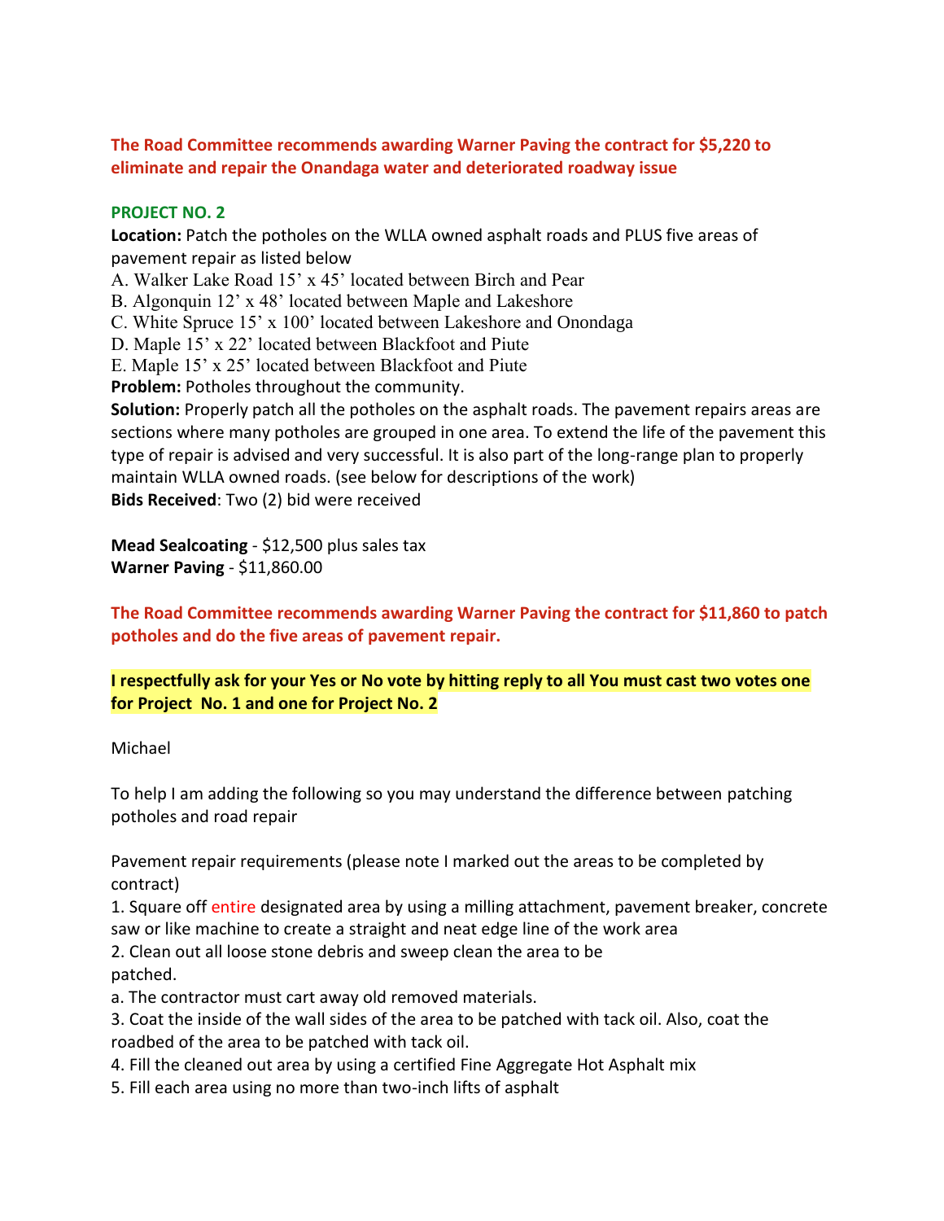**The Road Committee recommends awarding Warner Paving the contract for $5,220 to eliminate and repair the Onandaga water and deteriorated roadway issue**

**PROJECT NO. 2**

**Location:** Patch the potholes on the WLLA owned asphalt roads and PLUS five areas of pavement repair as listed below

A. Walker Lake Road 15' x 45' located between Birch and Pear
B. Algonquin 12' x 48' located between Maple and Lakeshore
C. White Spruce 15' x 100' located between Lakeshore and Onondaga
D. Maple 15' x 22' located between Blackfoot and Piute
E. Maple 15' x 25' located between Blackfoot and Piute

**Problem:** Potholes throughout the community.

**Solution:** Properly patch all the potholes on the asphalt roads. The pavement repairs areas are sections where many potholes are grouped in one area. To extend the life of the pavement this type of repair is advised and very successful. It is also part of the long-range plan to properly maintain WLLA owned roads. (see below for descriptions of the work)

**Bids Received**: Two (2) bid were received

**Mead Sealcoating** - $12,500 plus sales tax
**Warner Paving** - $11,860.00

**The Road Committee recommends awarding Warner Paving the contract for $11,860 to patch potholes and do the five areas of pavement repair.**

**I respectfully ask for your Yes or No vote by hitting reply to all You must cast two votes one for Project No. 1 and one for Project No. 2**

Michael

To help I am adding the following so you may understand the difference between patching potholes and road repair

Pavement repair requirements (please note I marked out the areas to be completed by contract)

1. Square off entire designated area by using a milling attachment, pavement breaker, concrete saw or like machine to create a straight and neat edge line of the work area
2. Clean out all loose stone debris and sweep clean the area to be patched.
   a. The contractor must cart away old removed materials.
3. Coat the inside of the wall sides of the area to be patched with tack oil. Also, coat the roadbed of the area to be patched with tack oil.
4. Fill the cleaned out area by using a certified Fine Aggregate Hot Asphalt mix
5. Fill each area using no more than two-inch lifts of asphalt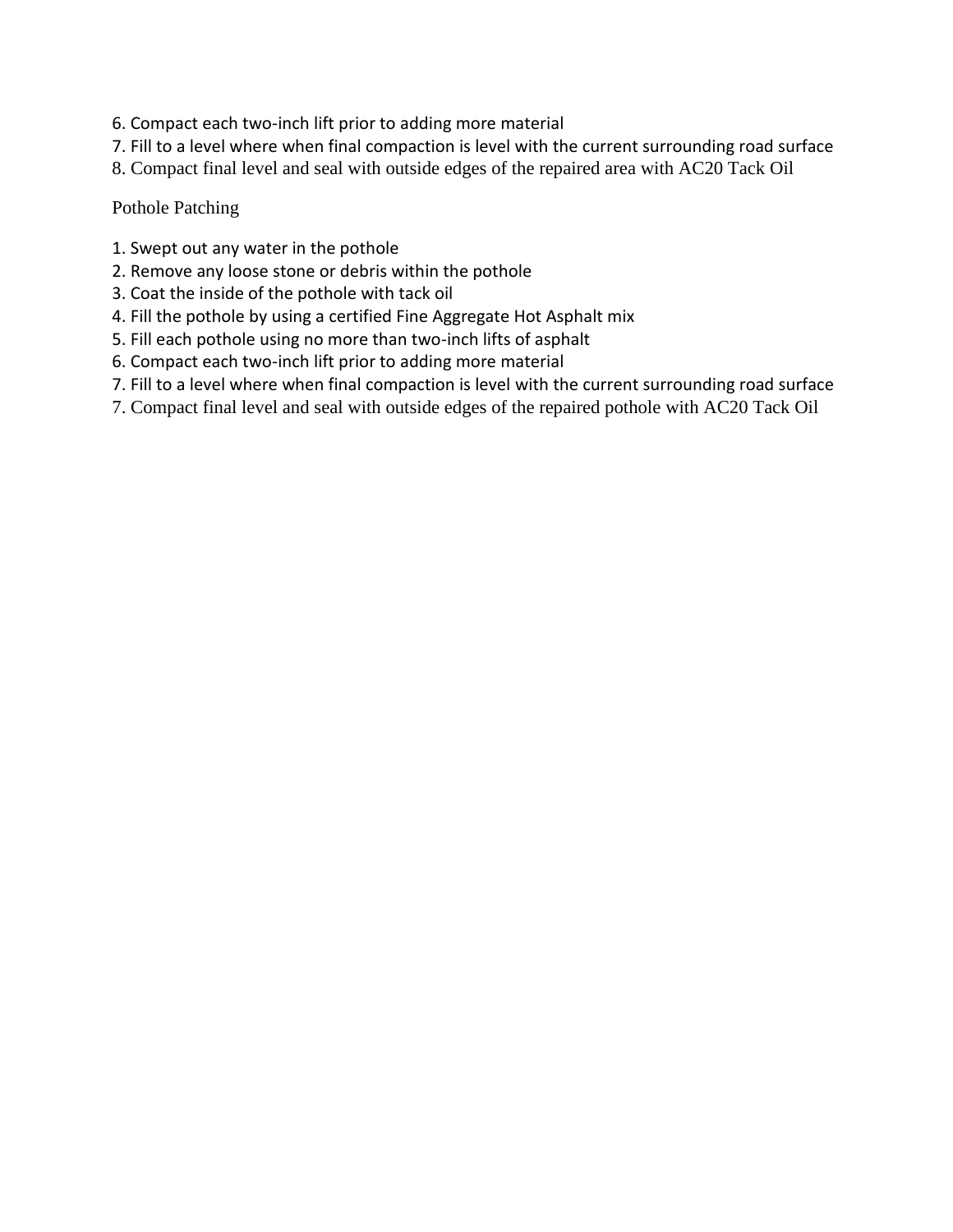6. Compact each two-inch lift prior to adding more material
7. Fill to a level where when final compaction is level with the current surrounding road surface
8. Compact final level and seal with outside edges of the repaired area with AC20 Tack Oil

Pothole Patching

1. Swept out any water in the pothole
2. Remove any loose stone or debris within the pothole
3. Coat the inside of the pothole with tack oil
4. Fill the pothole by using a certified Fine Aggregate Hot Asphalt mix
5. Fill each pothole using no more than two-inch lifts of asphalt
6. Compact each two-inch lift prior to adding more material
7. Fill to a level where when final compaction is level with the current surrounding road surface
7. Compact final level and seal with outside edges of the repaired pothole with AC20 Tack Oil